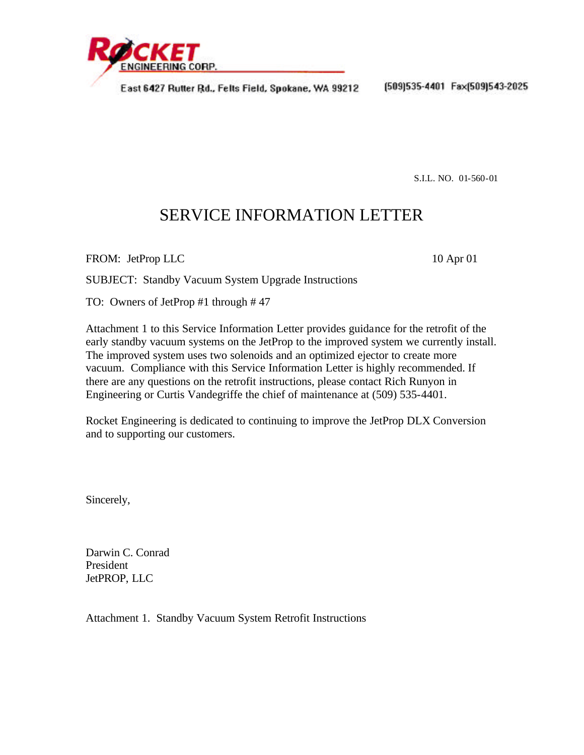**ROCKET ENGINEERING CORP.**

East 6427 Rutter Rd., Felts Field, Spokane, WA 99212 (509)535-4401 Fax(509)543-2025

S.I.L. NO. 01-560-01

# SERVICE INFORMATION LETTER

FROM: JetProp LLC 10 Apr 01

SUBJECT: Standby Vacuum System Upgrade Instructions

TO: Owners of JetProp #1 through # 47

Attachment 1 to this Service Information Letter provides guidance for the retrofit of the early standby vacuum systems on the JetProp to the improved system we currently install. The improved system uses two solenoids and an optimized ejector to create more vacuum. Compliance with this Service Information Letter is highly recommended. If there are any questions on the retrofit instructions, please contact Rich Runyon in Engineering or Curtis Vandegriffe the chief of maintenance at (509) 535-4401.

Rocket Engineering is dedicated to continuing to improve the JetProp DLX Conversion and to supporting our customers.

Sincerely,

Darwin C. Conrad
President
JetPROP, LLC

Attachment 1. Standby Vacuum System Retrofit Instructions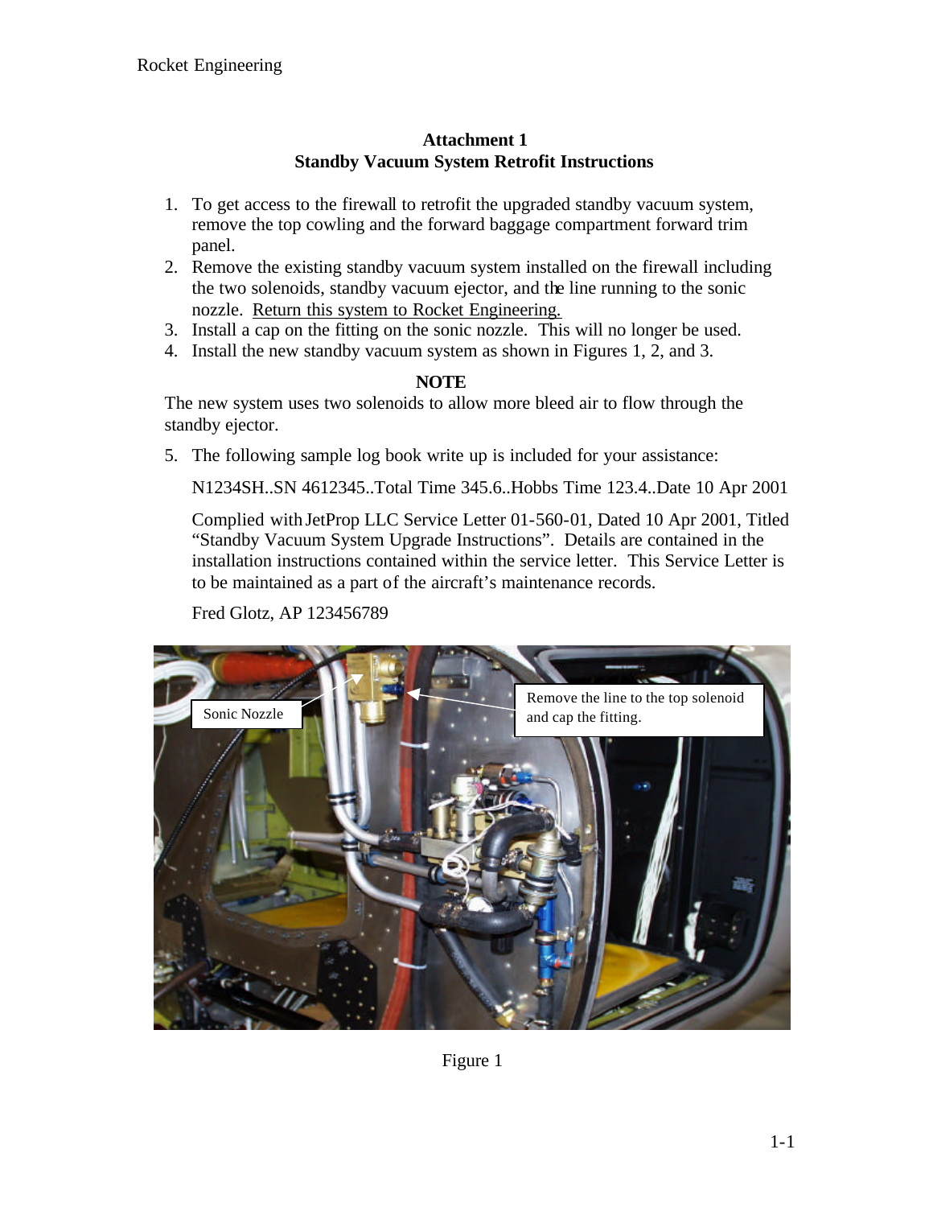## Attachment 1
## Standby Vacuum System Retrofit Instructions

1. To get access to the firewall to retrofit the upgraded standby vacuum system, remove the top cowling and the forward baggage compartment forward trim panel.
2. Remove the existing standby vacuum system installed on the firewall including the two solenoids, standby vacuum ejector, and the line running to the sonic nozzle. <u>Return this system to Rocket Engineering.</u>
3. Install a cap on the fitting on the sonic nozzle. This will no longer be used.
4. Install the new standby vacuum system as shown in Figures 1, 2, and 3.

**NOTE**

The new system uses two solenoids to allow more bleed air to flow through the standby ejector.

5. The following sample log book write up is included for your assistance:

   N1234SH..SN 4612345..Total Time 345.6..Hobbs Time 123.4..Date 10 Apr 2001

   Complied with JetProp LLC Service Letter 01-560-01, Dated 10 Apr 2001, Titled "Standby Vacuum System Upgrade Instructions". Details are contained in the installation instructions contained within the service letter. This Service Letter is to be maintained as a part of the aircraft's maintenance records.

   Fred Glotz, AP 123456789

Sonic Nozzle

Remove the line to the top solenoid and cap the fitting.

Figure 1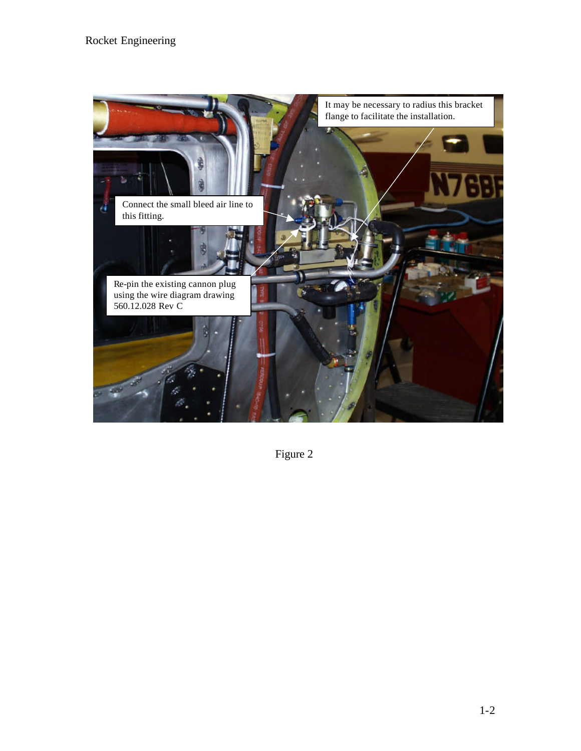It may be necessary to radius this bracket flange to facilitate the installation.

Connect the small bleed air line to this fitting.

Re-pin the existing cannon plug using the wire diagram drawing 560.12.028 Rev C

Figure 2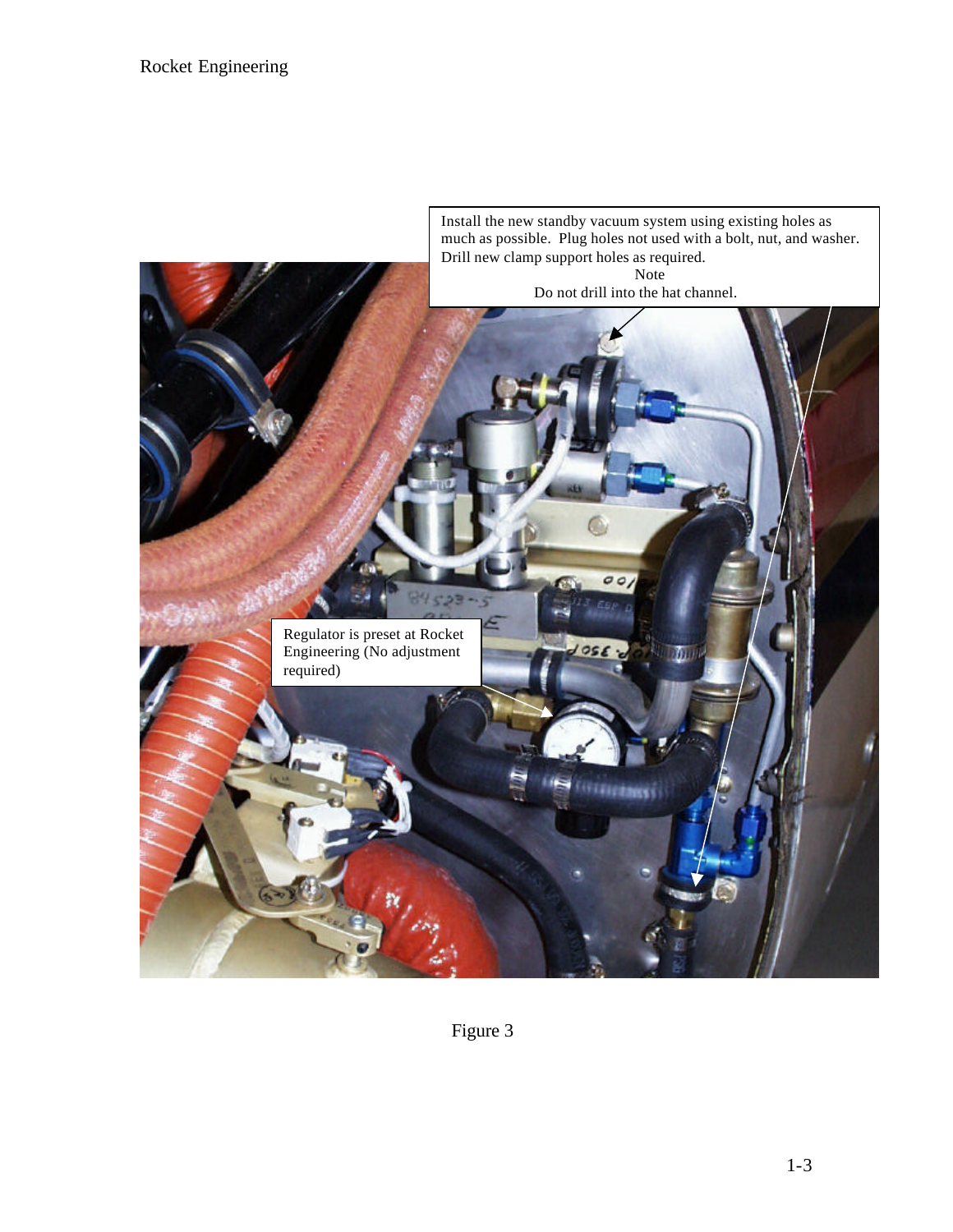Install the new standby vacuum system using existing holes as much as possible. Plug holes not used with a bolt, nut, and washer. Drill new clamp support holes as required.

Note

Do not drill into the hat channel.

Regulator is preset at Rocket Engineering (No adjustment required)

Figure 3